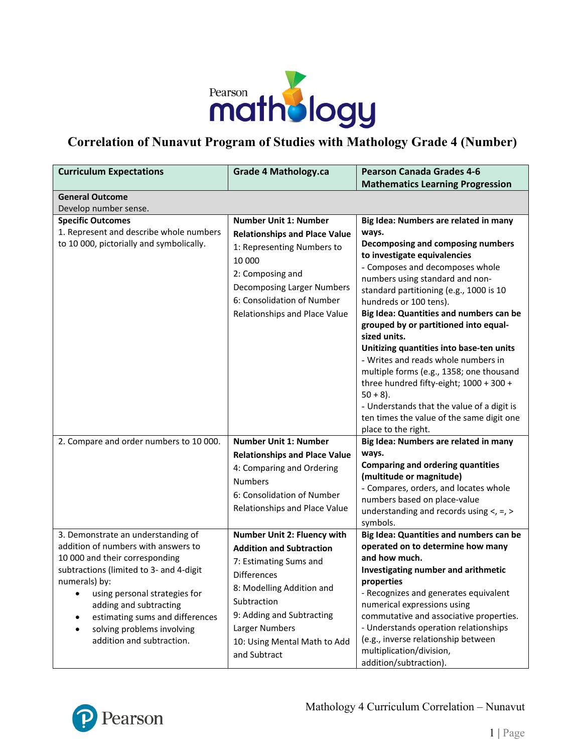# Correlation of Nunavut Program of Studies with Mathology Grade 4 (Number)

| Curriculum Expectations | Grade 4 Mathology.ca | Pearson Canada Grades 4-6 Mathematics Learning Progression |
|---|---|---|
| **General Outcome**<br>Develop number sense. | | |
| **Specific Outcomes**<br>1. Represent and describe whole numbers to 10 000, pictorially and symbolically. | **Number Unit 1: Number Relationships and Place Value**<br>1: Representing Numbers to 10 000<br>2: Composing and Decomposing Larger Numbers<br>6: Consolidation of Number Relationships and Place Value | **Big Idea: Numbers are related in many ways.**<br>**Decomposing and composing numbers to investigate equivalences**<br>- Composes and decomposes whole numbers using standard and non-standard partitioning (e.g., 1000 is 10 hundreds or 100 tens).<br>**Big Idea: Quantities and numbers can be grouped by or partitioned into equal-sized units.**<br>**Unitizing quantities into base-ten units**<br>- Writes and reads whole numbers in multiple forms (e.g., 1358; one thousand three hundred fifty-eight; 1000 + 300 + 50 + 8).<br>- Understands that the value of a digit is ten times the value of the same digit one place to the right. |
| 2. Compare and order numbers to 10 000. | **Number Unit 1: Number Relationships and Place Value**<br>4: Comparing and Ordering Numbers<br>6: Consolidation of Number Relationships and Place Value | **Big Idea: Numbers are related in many ways.**<br>**Comparing and ordering quantities (multitude or magnitude)**<br>- Compares, orders, and locates whole numbers based on place-value understanding and records using <, =, > symbols. |
| 3. Demonstrate an understanding of addition of numbers with answers to 10 000 and their corresponding subtractions (limited to 3- and 4-digit numerals) by:<br>• using personal strategies for adding and subtracting<br>• estimating sums and differences<br>• solving problems involving addition and subtraction. | **Number Unit 2: Fluency with Addition and Subtraction**<br>7: Estimating Sums and Differences<br>8: Modelling Addition and Subtraction<br>9: Adding and Subtracting Larger Numbers<br>10: Using Mental Math to Add and Subtract | **Big Idea: Quantities and numbers can be operated on to determine how many and how much.**<br>**Investigating number and arithmetic properties**<br>- Recognizes and generates equivalent numerical expressions using commutative and associative properties.<br>- Understands operation relationships (e.g., inverse relationship between multiplication/division, addition/subtraction). |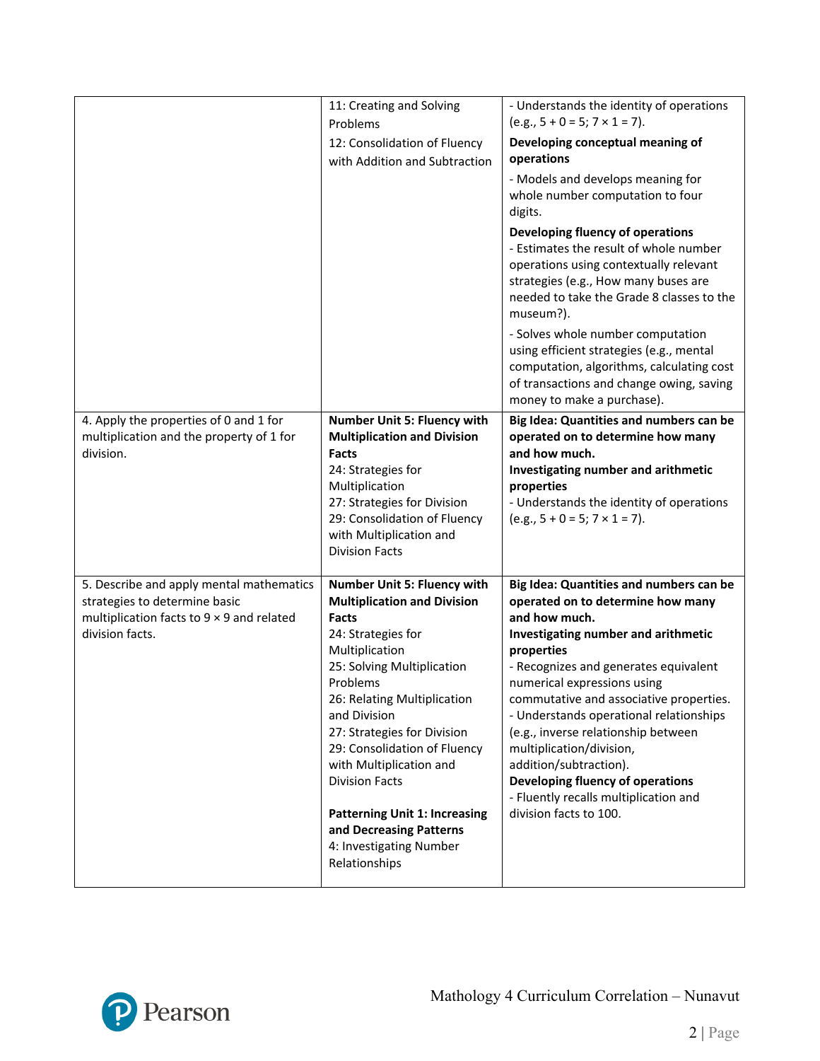| | | |
|---|---|---|
| | 11: Creating and Solving Problems<br>12: Consolidation of Fluency with Addition and Subtraction | - Understands the identity of operations (e.g., 5 + 0 = 5; 7 × 1 = 7).<br>**Developing conceptual meaning of operations**<br>- Models and develops meaning for whole number computation to four digits.<br>**Developing fluency of operations**<br>- Estimates the result of whole number operations using contextually relevant strategies (e.g., How many buses are needed to take the Grade 8 classes to the museum?).<br>- Solves whole number computation using efficient strategies (e.g., mental computation, algorithms, calculating cost of transactions and change owing, saving money to make a purchase). |
| 4. Apply the properties of 0 and 1 for multiplication and the property of 1 for division. | **Number Unit 5: Fluency with Multiplication and Division Facts**<br>24: Strategies for Multiplication<br>27: Strategies for Division<br>29: Consolidation of Fluency with Multiplication and Division Facts | **Big Idea: Quantities and numbers can be operated on to determine how many and how much.**<br>**Investigating number and arithmetic properties**<br>- Understands the identity of operations (e.g., 5 + 0 = 5; 7 × 1 = 7). |
| 5. Describe and apply mental mathematics strategies to determine basic multiplication facts to 9 × 9 and related division facts. | **Number Unit 5: Fluency with Multiplication and Division Facts**<br>24: Strategies for Multiplication<br>25: Solving Multiplication Problems<br>26: Relating Multiplication and Division<br>27: Strategies for Division<br>29: Consolidation of Fluency with Multiplication and Division Facts<br><br>**Patterning Unit 1: Increasing and Decreasing Patterns**<br>4: Investigating Number Relationships | **Big Idea: Quantities and numbers can be operated on to determine how many and how much.**<br>**Investigating number and arithmetic properties**<br>- Recognizes and generates equivalent numerical expressions using commutative and associative properties.<br>- Understands operational relationships (e.g., inverse relationship between multiplication/division, addition/subtraction).<br>**Developing fluency of operations**<br>- Fluently recalls multiplication and division facts to 100. |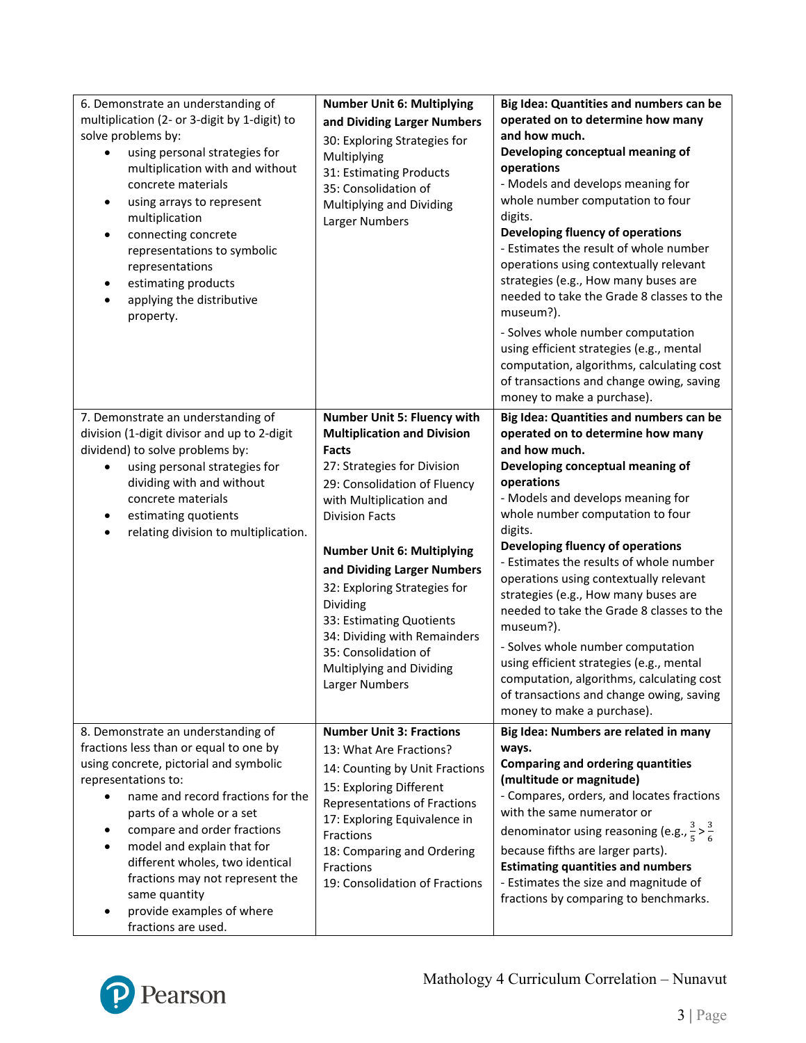| | | |
|---|---|---|
| 6. Demonstrate an understanding of multiplication (2- or 3-digit by 1-digit) to solve problems by:<br>• using personal strategies for multiplication with and without concrete materials<br>• using arrays to represent multiplication<br>• connecting concrete representations to symbolic representations<br>• estimating products<br>• applying the distributive property. | **Number Unit 6: Multiplying and Dividing Larger Numbers**<br>30: Exploring Strategies for Multiplying<br>31: Estimating Products<br>35: Consolidation of Multiplying and Dividing Larger Numbers | **Big Idea: Quantities and numbers can be operated on to determine how many and how much.**<br>**Developing conceptual meaning of operations**<br>- Models and develops meaning for whole number computation to four digits.<br>**Developing fluency of operations**<br>- Estimates the result of whole number operations using contextually relevant strategies (e.g., How many buses are needed to take the Grade 8 classes to the museum?).<br>- Solves whole number computation using efficient strategies (e.g., mental computation, algorithms, calculating cost of transactions and change owing, saving money to make a purchase). |
| 7. Demonstrate an understanding of division (1-digit divisor and up to 2-digit dividend) to solve problems by:<br>• using personal strategies for dividing with and without concrete materials<br>• estimating quotients<br>• relating division to multiplication. | **Number Unit 5: Fluency with Multiplication and Division Facts**<br>27: Strategies for Division<br>29: Consolidation of Fluency with Multiplication and Division Facts<br><br>**Number Unit 6: Multiplying and Dividing Larger Numbers**<br>32: Exploring Strategies for Dividing<br>33: Estimating Quotients<br>34: Dividing with Remainders<br>35: Consolidation of Multiplying and Dividing Larger Numbers | **Big Idea: Quantities and numbers can be operated on to determine how many and how much.**<br>**Developing conceptual meaning of operations**<br>- Models and develops meaning for whole number computation to four digits.<br>**Developing fluency of operations**<br>- Estimates the results of whole number operations using contextually relevant strategies (e.g., How many buses are needed to take the Grade 8 classes to the museum?).<br>- Solves whole number computation using efficient strategies (e.g., mental computation, algorithms, calculating cost of transactions and change owing, saving money to make a purchase). |
| 8. Demonstrate an understanding of fractions less than or equal to one by using concrete, pictorial and symbolic representations to:<br>• name and record fractions for the parts of a whole or a set<br>• compare and order fractions<br>• model and explain that for different wholes, two identical fractions may not represent the same quantity<br>• provide examples of where fractions are used. | **Number Unit 3: Fractions**<br>13: What Are Fractions?<br>14: Counting by Unit Fractions<br>15: Exploring Different Representations of Fractions<br>17: Exploring Equivalence in Fractions<br>18: Comparing and Ordering Fractions<br>19: Consolidation of Fractions | **Big Idea: Numbers are related in many ways.**<br>**Comparing and ordering quantities (multitude or magnitude)**<br>- Compares, orders, and locates fractions with the same numerator or denominator using reasoning (e.g., $\frac{3}{5} > \frac{3}{6}$ because fifths are larger parts).<br>**Estimating quantities and numbers**<br>- Estimates the size and magnitude of fractions by comparing to benchmarks. |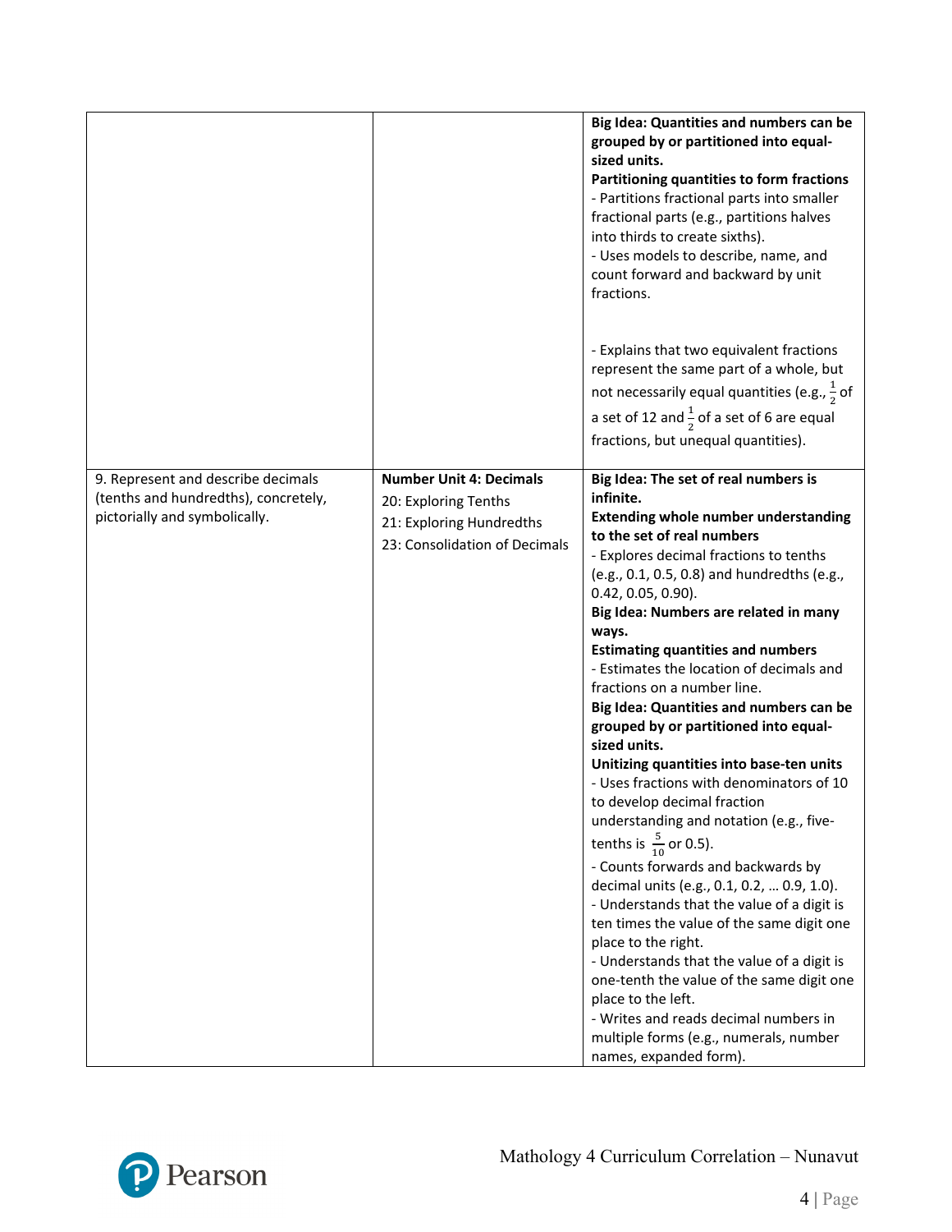| | | |
|---|---|---|
| | | **Big Idea: Quantities and numbers can be grouped by or partitioned into equal-sized units.**<br>**Partitioning quantities to form fractions**<br>- Partitions fractional parts into smaller fractional parts (e.g., partitions halves into thirds to create sixths).<br>- Uses models to describe, name, and count forward and backward by unit fractions.<br><br>- Explains that two equivalent fractions represent the same part of a whole, but not necessarily equal quantities (e.g., $\frac{1}{2}$ of a set of 12 and $\frac{1}{2}$ of a set of 6 are equal fractions, but unequal quantities). |
| 9. Represent and describe decimals (tenths and hundredths), concretely, pictorially and symbolically. | **Number Unit 4: Decimals**<br>20: Exploring Tenths<br>21: Exploring Hundredths<br>23: Consolidation of Decimals | **Big Idea: The set of real numbers is infinite.**<br>**Extending whole number understanding to the set of real numbers**<br>- Explores decimal fractions to tenths (e.g., 0.1, 0.5, 0.8) and hundredths (e.g., 0.42, 0.05, 0.90).<br>**Big Idea: Numbers are related in many ways.**<br>**Estimating quantities and numbers**<br>- Estimates the location of decimals and fractions on a number line.<br>**Big Idea: Quantities and numbers can be grouped by or partitioned into equal-sized units.**<br>**Unitizing quantities into base-ten units**<br>- Uses fractions with denominators of 10 to develop decimal fraction understanding and notation (e.g., five-tenths is $\frac{5}{10}$ or 0.5).<br>- Counts forwards and backwards by decimal units (e.g., 0.1, 0.2, … 0.9, 1.0).<br>- Understands that the value of a digit is ten times the value of the same digit one place to the right.<br>- Understands that the value of a digit is one-tenth the value of the same digit one place to the left.<br>- Writes and reads decimal numbers in multiple forms (e.g., numerals, number names, expanded form). |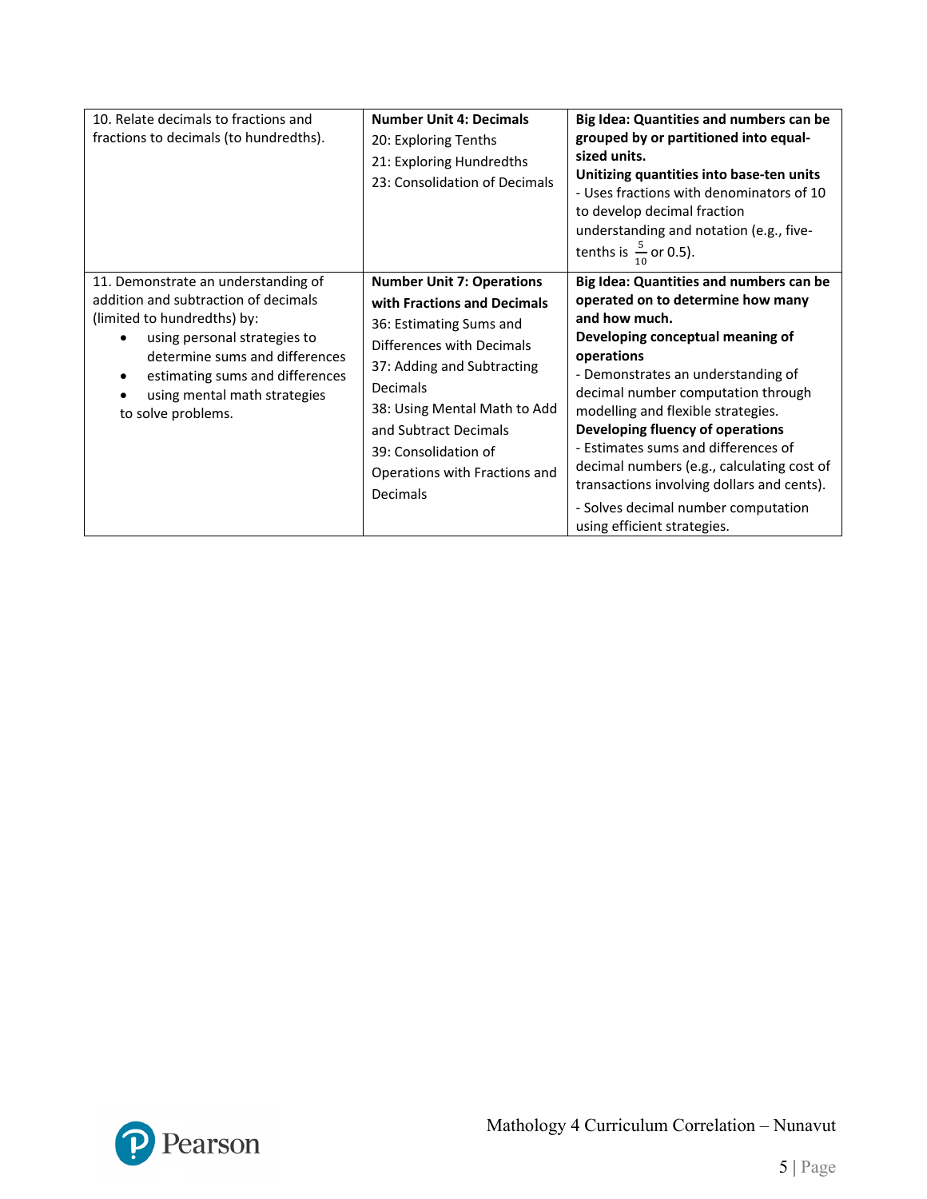| | | |
|---|---|---|
| 10. Relate decimals to fractions and fractions to decimals (to hundredths). | **Number Unit 4: Decimals**<br>20: Exploring Tenths<br>21: Exploring Hundredths<br>23: Consolidation of Decimals | **Big Idea: Quantities and numbers can be grouped by or partitioned into equal-sized units.**<br>**Unitizing quantities into base-ten units**<br>- Uses fractions with denominators of 10 to develop decimal fraction understanding and notation (e.g., five-tenths is $\frac{5}{10}$ or 0.5). |
| 11. Demonstrate an understanding of addition and subtraction of decimals (limited to hundredths) by:<br>• using personal strategies to determine sums and differences<br>• estimating sums and differences<br>• using mental math strategies<br>to solve problems. | **Number Unit 7: Operations with Fractions and Decimals**<br>36: Estimating Sums and Differences with Decimals<br>37: Adding and Subtracting Decimals<br>38: Using Mental Math to Add and Subtract Decimals<br>39: Consolidation of Operations with Fractions and Decimals | **Big Idea: Quantities and numbers can be operated on to determine how many and how much.**<br>**Developing conceptual meaning of operations**<br>- Demonstrates an understanding of decimal number computation through modelling and flexible strategies.<br>**Developing fluency of operations**<br>- Estimates sums and differences of decimal numbers (e.g., calculating cost of transactions involving dollars and cents).<br>- Solves decimal number computation using efficient strategies. |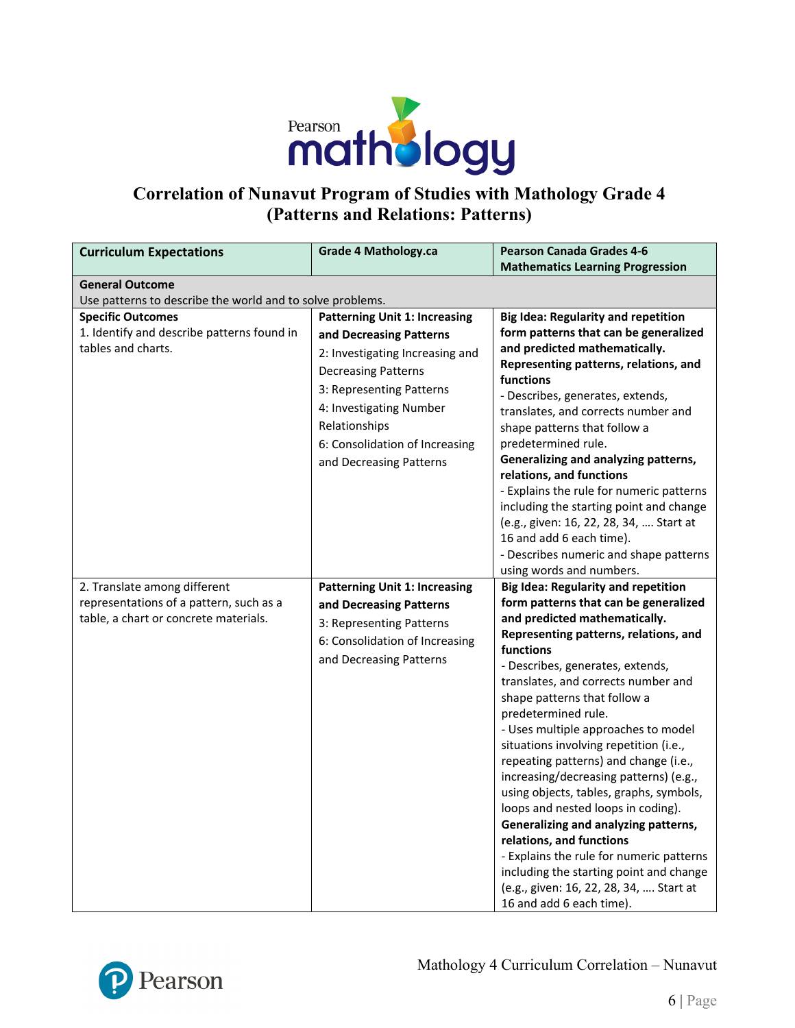# Correlation of Nunavut Program of Studies with Mathology Grade 4 (Patterns and Relations: Patterns)

| Curriculum Expectations | Grade 4 Mathology.ca | Pearson Canada Grades 4-6 Mathematics Learning Progression |
|---|---|---|
| **General Outcome**<br>Use patterns to describe the world and to solve problems. | | |
| **Specific Outcomes**<br>1. Identify and describe patterns found in tables and charts. | **Patterning Unit 1: Increasing and Decreasing Patterns**<br>2: Investigating Increasing and Decreasing Patterns<br>3: Representing Patterns<br>4: Investigating Number Relationships<br>6: Consolidation of Increasing and Decreasing Patterns | **Big Idea: Regularity and repetition form patterns that can be generalized and predicted mathematically.**<br>**Representing patterns, relations, and functions**<br>- Describes, generates, extends, translates, and corrects number and shape patterns that follow a predetermined rule.<br>**Generalizing and analyzing patterns, relations, and functions**<br>- Explains the rule for numeric patterns including the starting point and change (e.g., given: 16, 22, 28, 34, …. Start at 16 and add 6 each time).<br>- Describes numeric and shape patterns using words and numbers. |
| 2. Translate among different representations of a pattern, such as a table, a chart or concrete materials. | **Patterning Unit 1: Increasing and Decreasing Patterns**<br>3: Representing Patterns<br>6: Consolidation of Increasing and Decreasing Patterns | **Big Idea: Regularity and repetition form patterns that can be generalized and predicted mathematically.**<br>**Representing patterns, relations, and functions**<br>- Describes, generates, extends, translates, and corrects number and shape patterns that follow a predetermined rule.<br>- Uses multiple approaches to model situations involving repetition (i.e., repeating patterns) and change (i.e., increasing/decreasing patterns) (e.g., using objects, tables, graphs, symbols, loops and nested loops in coding).<br>**Generalizing and analyzing patterns, relations, and functions**<br>- Explains the rule for numeric patterns including the starting point and change (e.g., given: 16, 22, 28, 34, …. Start at 16 and add 6 each time). |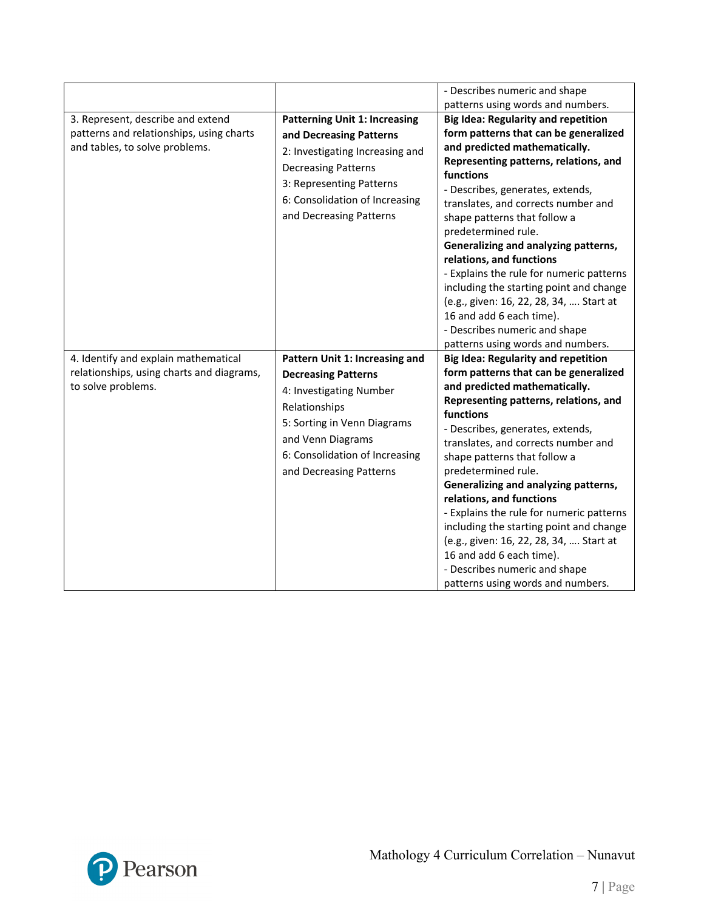| | | |
|---|---|---|
| | | - Describes numeric and shape patterns using words and numbers. |
| 3. Represent, describe and extend patterns and relationships, using charts and tables, to solve problems. | **Patterning Unit 1: Increasing and Decreasing Patterns**<br>2: Investigating Increasing and Decreasing Patterns<br>3: Representing Patterns<br>6: Consolidation of Increasing and Decreasing Patterns | **Big Idea: Regularity and repetition form patterns that can be generalized and predicted mathematically.**<br>**Representing patterns, relations, and functions**<br>- Describes, generates, extends, translates, and corrects number and shape patterns that follow a predetermined rule.<br>**Generalizing and analyzing patterns, relations, and functions**<br>- Explains the rule for numeric patterns including the starting point and change (e.g., given: 16, 22, 28, 34, …. Start at 16 and add 6 each time).<br>- Describes numeric and shape patterns using words and numbers. |
| 4. Identify and explain mathematical relationships, using charts and diagrams, to solve problems. | **Pattern Unit 1: Increasing and Decreasing Patterns**<br>4: Investigating Number Relationships<br>5: Sorting in Venn Diagrams and Venn Diagrams<br>6: Consolidation of Increasing and Decreasing Patterns | **Big Idea: Regularity and repetition form patterns that can be generalized and predicted mathematically.**<br>**Representing patterns, relations, and functions**<br>- Describes, generates, extends, translates, and corrects number and shape patterns that follow a predetermined rule.<br>**Generalizing and analyzing patterns, relations, and functions**<br>- Explains the rule for numeric patterns including the starting point and change (e.g., given: 16, 22, 28, 34, …. Start at 16 and add 6 each time).<br>- Describes numeric and shape patterns using words and numbers. |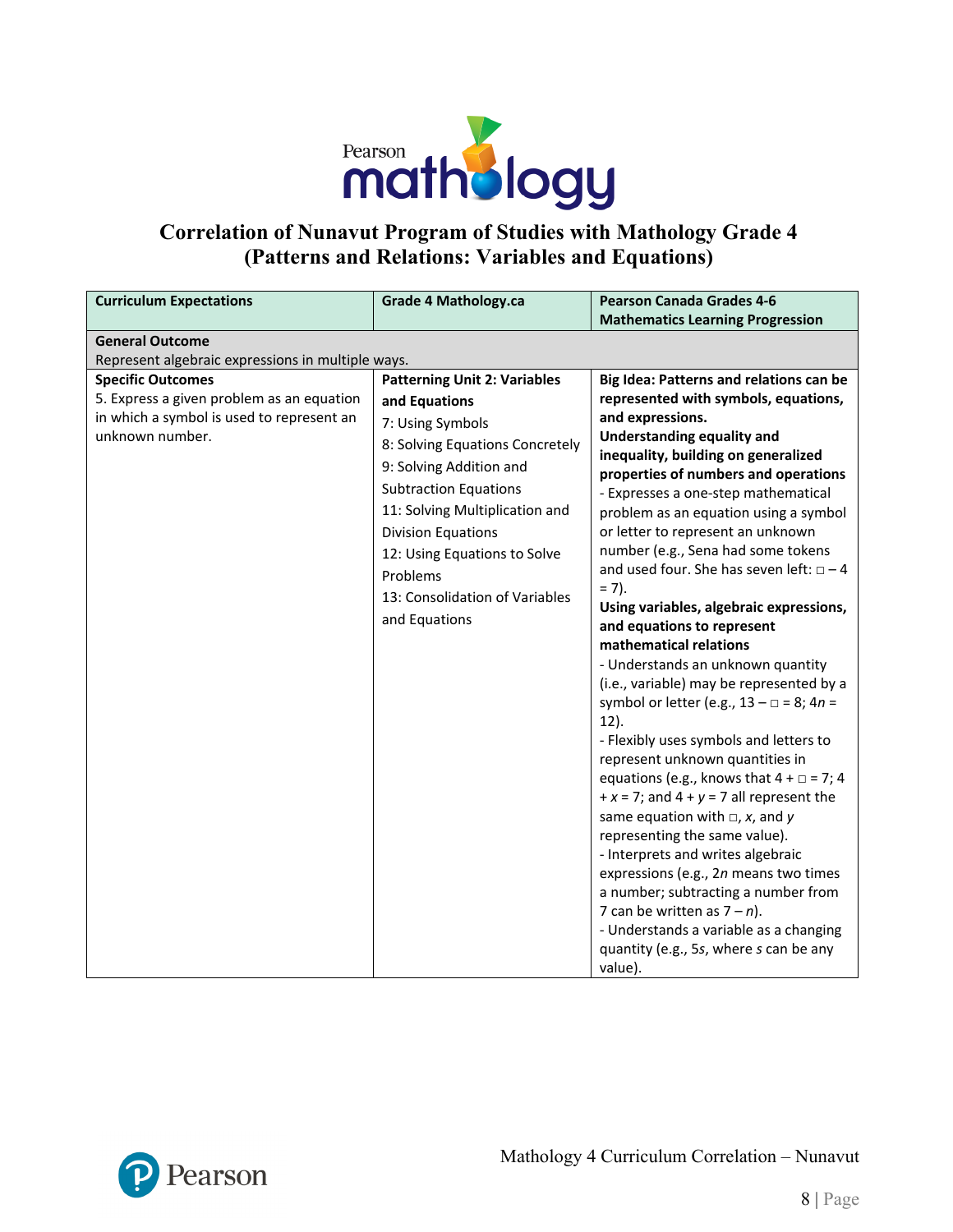# Correlation of Nunavut Program of Studies with Mathology Grade 4 (Patterns and Relations: Variables and Equations)

| Curriculum Expectations | Grade 4 Mathology.ca | Pearson Canada Grades 4-6 Mathematics Learning Progression |
|---|---|---|
| **General Outcome**<br>Represent algebraic expressions in multiple ways. | | |
| **Specific Outcomes**<br>5. Express a given problem as an equation in which a symbol is used to represent an unknown number. | **Patterning Unit 2: Variables and Equations**<br>7: Using Symbols<br>8: Solving Equations Concretely<br>9: Solving Addition and Subtraction Equations<br>11: Solving Multiplication and Division Equations<br>12: Using Equations to Solve Problems<br>13: Consolidation of Variables and Equations | **Big Idea: Patterns and relations can be represented with symbols, equations, and expressions.**<br>**Understanding equality and inequality, building on generalized properties of numbers and operations**<br>- Expresses a one-step mathematical problem as an equation using a symbol or letter to represent an unknown number (e.g., Sena had some tokens and used four. She has seven left: $\square - 4 = 7$).<br>**Using variables, algebraic expressions, and equations to represent mathematical relations**<br>- Understands an unknown quantity (i.e., variable) may be represented by a symbol or letter (e.g., $13 - \square = 8$; $4n = 12$).<br>- Flexibly uses symbols and letters to represent unknown quantities in equations (e.g., knows that $4 + \square = 7$; $4 + x = 7$; and $4 + y = 7$ all represent the same equation with $\square$, $x$, and $y$ representing the same value).<br>- Interprets and writes algebraic expressions (e.g., $2n$ means two times a number; subtracting a number from 7 can be written as $7 - n$).<br>- Understands a variable as a changing quantity (e.g., $5s$, where $s$ can be any value). |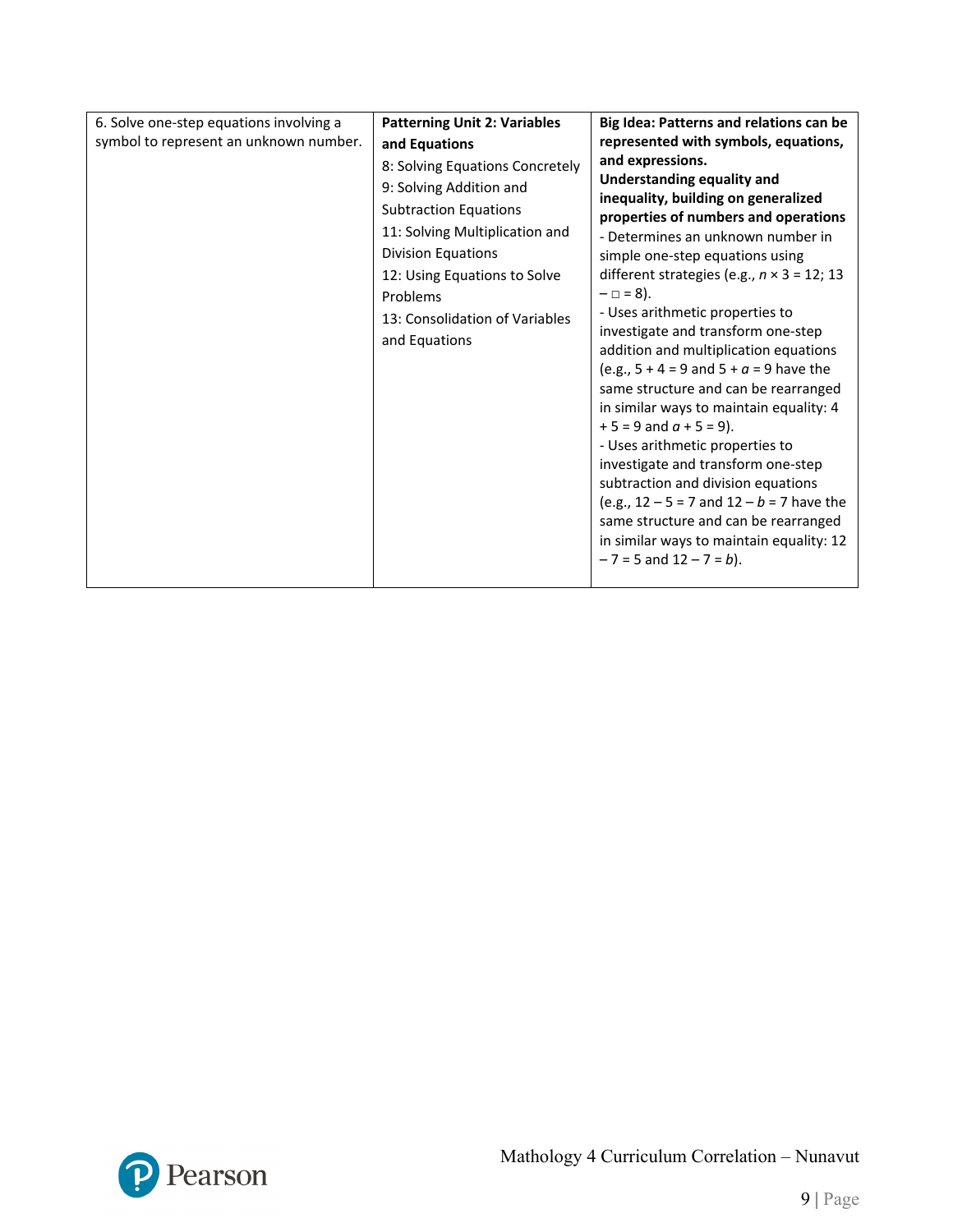| | | |
|---|---|---|
| 6. Solve one-step equations involving a symbol to represent an unknown number. | **Patterning Unit 2: Variables and Equations**<br>8: Solving Equations Concretely<br>9: Solving Addition and Subtraction Equations<br>11: Solving Multiplication and Division Equations<br>12: Using Equations to Solve Problems<br>13: Consolidation of Variables and Equations | **Big Idea: Patterns and relations can be represented with symbols, equations, and expressions.**<br>**Understanding equality and inequality, building on generalized properties of numbers and operations**<br>- Determines an unknown number in simple one-step equations using different strategies (e.g., $n \times 3 = 12$; $13 - \square = 8$).<br>- Uses arithmetic properties to investigate and transform one-step addition and multiplication equations (e.g., $5 + 4 = 9$ and $5 + a = 9$ have the same structure and can be rearranged in similar ways to maintain equality: $4 + 5 = 9$ and $a + 5 = 9$).<br>- Uses arithmetic properties to investigate and transform one-step subtraction and division equations (e.g., $12 - 5 = 7$ and $12 - b = 7$ have the same structure and can be rearranged in similar ways to maintain equality: $12 - 7 = 5$ and $12 - 7 = b$). |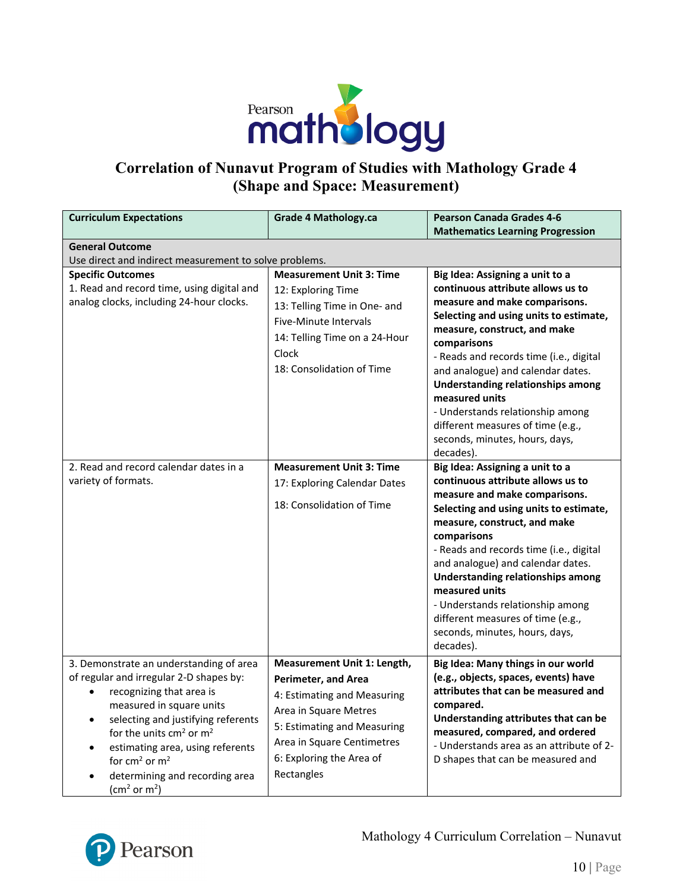# Correlation of Nunavut Program of Studies with Mathology Grade 4 (Shape and Space: Measurement)

| Curriculum Expectations | Grade 4 Mathology.ca | Pearson Canada Grades 4-6 Mathematics Learning Progression |
|---|---|---|
| **General Outcome**<br>Use direct and indirect measurement to solve problems. | | |
| **Specific Outcomes**<br>1. Read and record time, using digital and analog clocks, including 24-hour clocks. | **Measurement Unit 3: Time**<br>12: Exploring Time<br>13: Telling Time in One- and Five-Minute Intervals<br>14: Telling Time on a 24-Hour Clock<br>18: Consolidation of Time | **Big Idea: Assigning a unit to a continuous attribute allows us to measure and make comparisons.**<br>**Selecting and using units to estimate, measure, construct, and make comparisons**<br>- Reads and records time (i.e., digital and analogue) and calendar dates.<br>**Understanding relationships among measured units**<br>- Understands relationship among different measures of time (e.g., seconds, minutes, hours, days, decades). |
| 2. Read and record calendar dates in a variety of formats. | **Measurement Unit 3: Time**<br>17: Exploring Calendar Dates<br>18: Consolidation of Time | **Big Idea: Assigning a unit to a continuous attribute allows us to measure and make comparisons.**<br>**Selecting and using units to estimate, measure, construct, and make comparisons**<br>- Reads and records time (i.e., digital and analogue) and calendar dates.<br>**Understanding relationships among measured units**<br>- Understands relationship among different measures of time (e.g., seconds, minutes, hours, days, decades). |
| 3. Demonstrate an understanding of area of regular and irregular 2-D shapes by:<br>• recognizing that area is measured in square units<br>• selecting and justifying referents for the units $cm^2$ or $m^2$<br>• estimating area, using referents for $cm^2$ or $m^2$<br>• determining and recording area ($cm^2$ or $m^2$) | **Measurement Unit 1: Length, Perimeter, and Area**<br>4: Estimating and Measuring Area in Square Metres<br>5: Estimating and Measuring Area in Square Centimetres<br>6: Exploring the Area of Rectangles | **Big Idea: Many things in our world (e.g., objects, spaces, events) have attributes that can be measured and compared.**<br>**Understanding attributes that can be measured, compared, and ordered**<br>- Understands area as an attribute of 2-D shapes that can be measured and |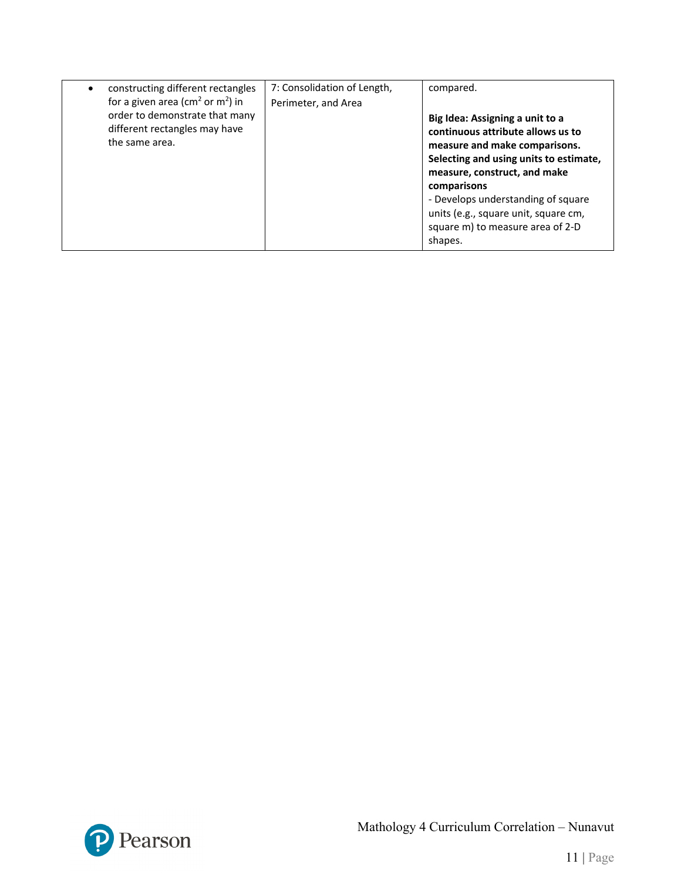| | | |
|---|---|---|
| • constructing different rectangles for a given area ($cm^2$ or $m^2$) in order to demonstrate that many different rectangles may have the same area. | 7: Consolidation of Length, Perimeter, and Area | compared.<br><br>**Big Idea: Assigning a unit to a continuous attribute allows us to measure and make comparisons.**<br>**Selecting and using units to estimate, measure, construct, and make comparisons**<br>- Develops understanding of square units (e.g., square unit, square cm, square m) to measure area of 2-D shapes. |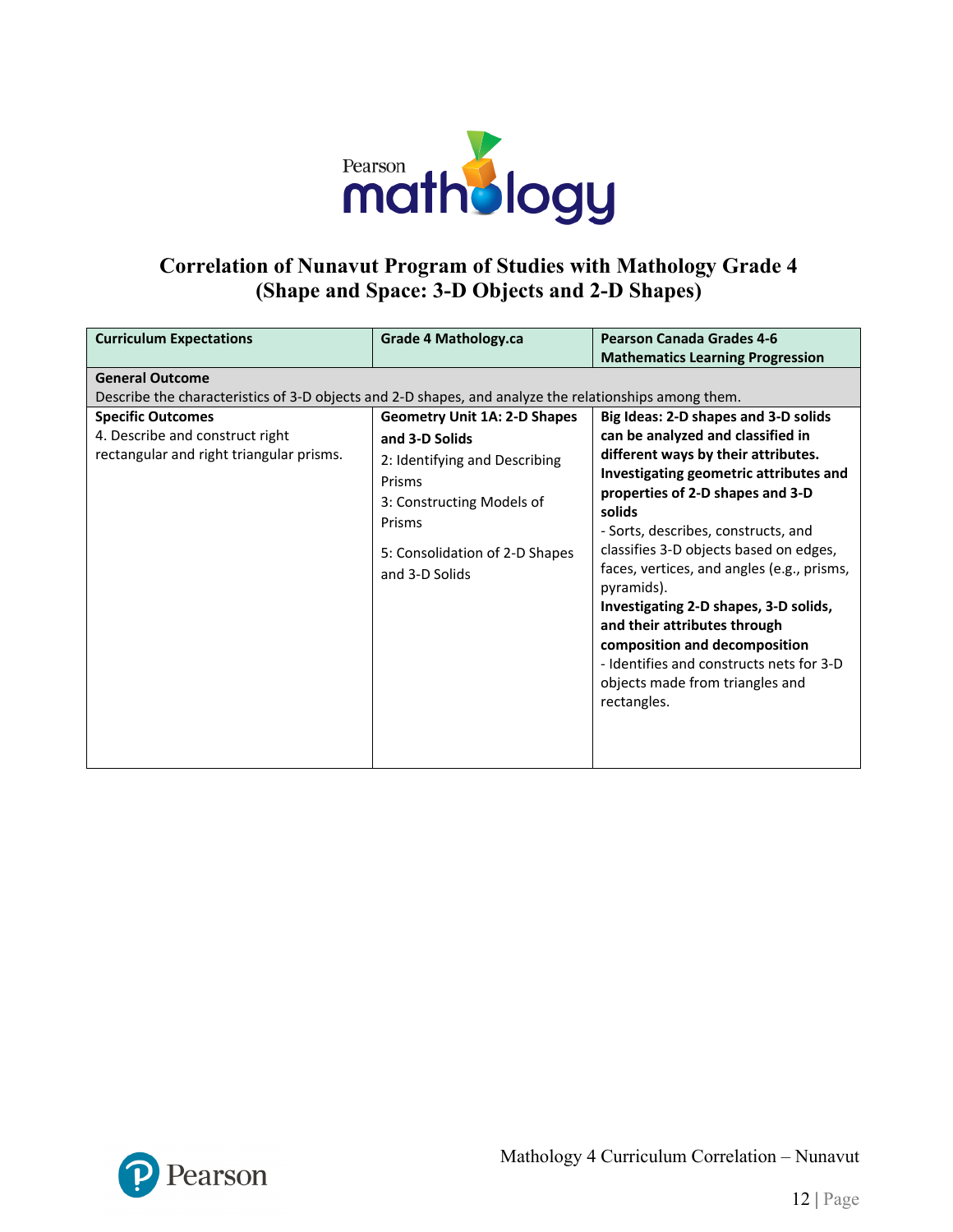## Correlation of Nunavut Program of Studies with Mathology Grade 4 (Shape and Space: 3-D Objects and 2-D Shapes)

| Curriculum Expectations | Grade 4 Mathology.ca | Pearson Canada Grades 4-6 Mathematics Learning Progression |
|---|---|---|
| **General Outcome**<br>Describe the characteristics of 3-D objects and 2-D shapes, and analyze the relationships among them. | | |
| **Specific Outcomes**<br>4. Describe and construct right rectangular and right triangular prisms. | **Geometry Unit 1A: 2-D Shapes and 3-D Solids**<br>2: Identifying and Describing Prisms<br>3: Constructing Models of Prisms<br>5: Consolidation of 2-D Shapes and 3-D Solids | **Big Ideas: 2-D shapes and 3-D solids can be analyzed and classified in different ways by their attributes.**<br>**Investigating geometric attributes and properties of 2-D shapes and 3-D solids**<br>- Sorts, describes, constructs, and classifies 3-D objects based on edges, faces, vertices, and angles (e.g., prisms, pyramids).<br>**Investigating 2-D shapes, 3-D solids, and their attributes through composition and decomposition**<br>- Identifies and constructs nets for 3-D objects made from triangles and rectangles. |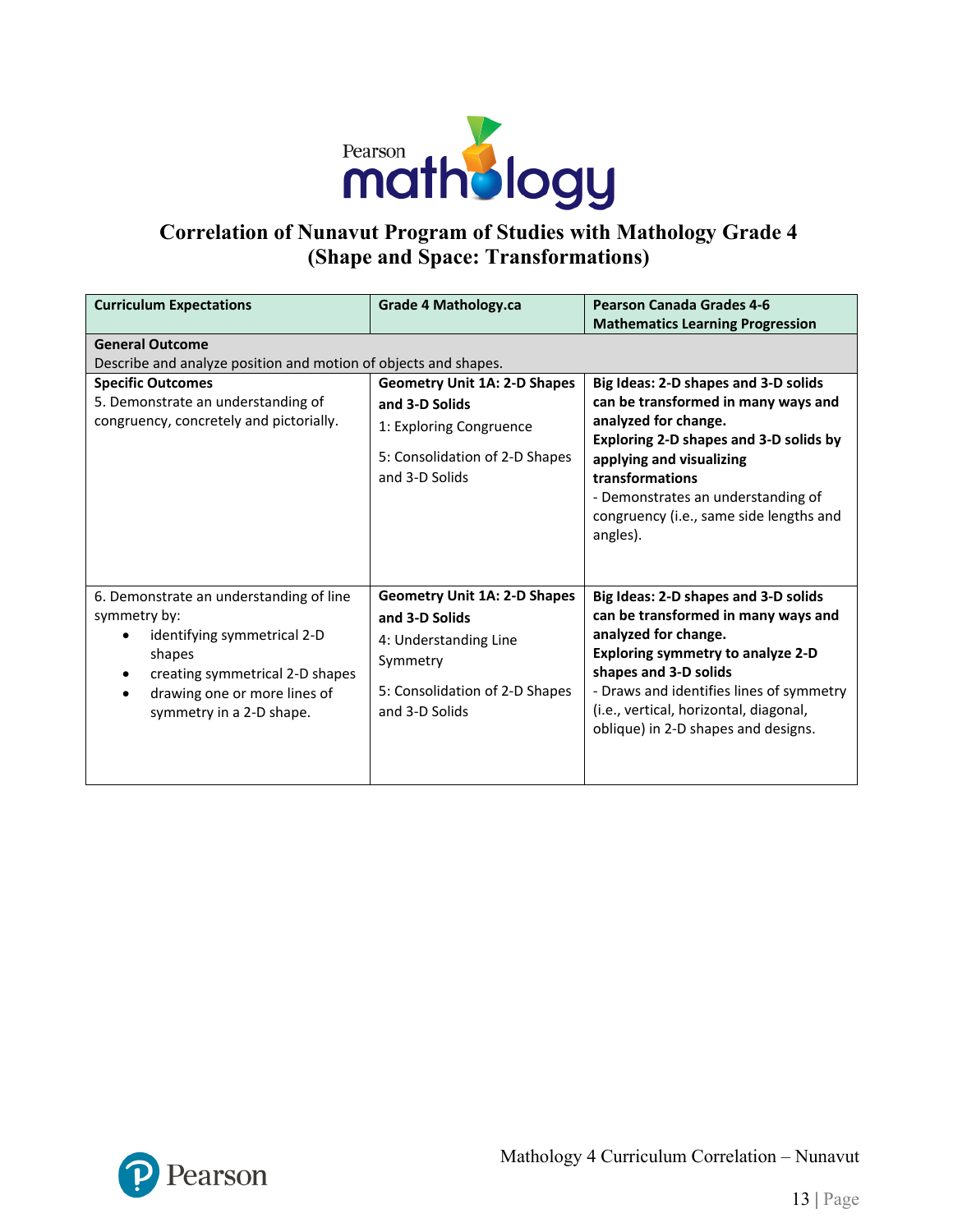# Correlation of Nunavut Program of Studies with Mathology Grade 4 (Shape and Space: Transformations)

| Curriculum Expectations | Grade 4 Mathology.ca | Pearson Canada Grades 4-6 Mathematics Learning Progression |
|---|---|---|
| **General Outcome**<br>Describe and analyze position and motion of objects and shapes. | | |
| **Specific Outcomes**<br>5. Demonstrate an understanding of congruency, concretely and pictorially. | **Geometry Unit 1A: 2-D Shapes and 3-D Solids**<br>1: Exploring Congruence<br><br>5: Consolidation of 2-D Shapes and 3-D Solids | **Big Ideas: 2-D shapes and 3-D solids can be transformed in many ways and analyzed for change.**<br>**Exploring 2-D shapes and 3-D solids by applying and visualizing transformations**<br>- Demonstrates an understanding of congruency (i.e., same side lengths and angles). |
| 6. Demonstrate an understanding of line symmetry by:<br>• identifying symmetrical 2-D shapes<br>• creating symmetrical 2-D shapes<br>• drawing one or more lines of symmetry in a 2-D shape. | **Geometry Unit 1A: 2-D Shapes and 3-D Solids**<br>4: Understanding Line Symmetry<br><br>5: Consolidation of 2-D Shapes and 3-D Solids | **Big Ideas: 2-D shapes and 3-D solids can be transformed in many ways and analyzed for change.**<br>**Exploring symmetry to analyze 2-D shapes and 3-D solids**<br>- Draws and identifies lines of symmetry (i.e., vertical, horizontal, diagonal, oblique) in 2-D shapes and designs. |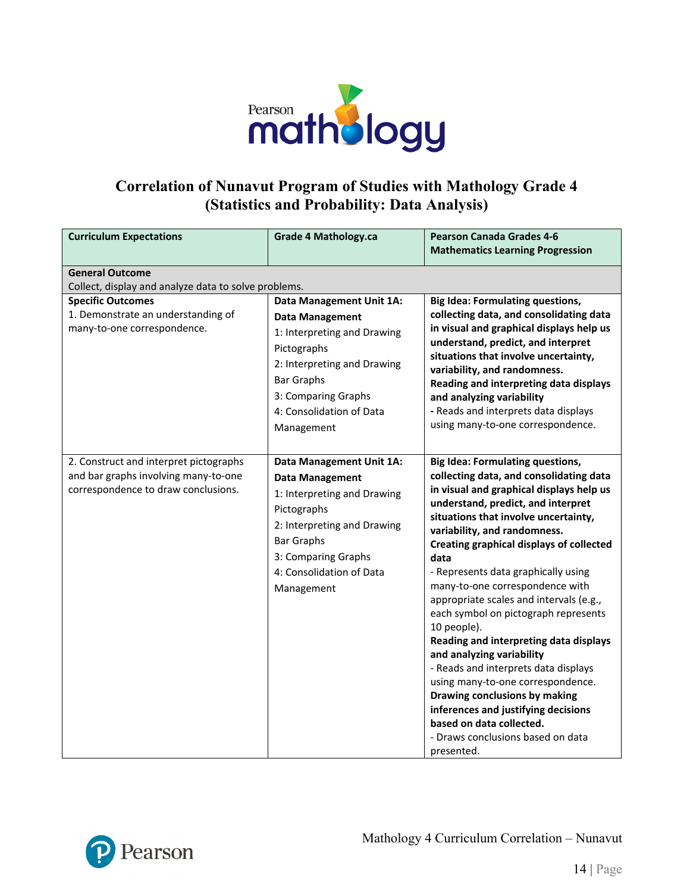# Correlation of Nunavut Program of Studies with Mathology Grade 4 (Statistics and Probability: Data Analysis)

| Curriculum Expectations | Grade 4 Mathology.ca | Pearson Canada Grades 4-6 Mathematics Learning Progression |
|---|---|---|
| **General Outcome**<br>Collect, display and analyze data to solve problems. | | |
| **Specific Outcomes**<br>1. Demonstrate an understanding of many-to-one correspondence. | **Data Management Unit 1A: Data Management**<br>1: Interpreting and Drawing Pictographs<br>2: Interpreting and Drawing Bar Graphs<br>3: Comparing Graphs<br>4: Consolidation of Data Management | **Big Idea: Formulating questions, collecting data, and consolidating data in visual and graphical displays help us understand, predict, and interpret situations that involve uncertainty, variability, and randomness.**<br>**Reading and interpreting data displays and analyzing variability**<br>- Reads and interprets data displays using many-to-one correspondence. |
| 2. Construct and interpret pictographs and bar graphs involving many-to-one correspondence to draw conclusions. | **Data Management Unit 1A: Data Management**<br>1: Interpreting and Drawing Pictographs<br>2: Interpreting and Drawing Bar Graphs<br>3: Comparing Graphs<br>4: Consolidation of Data Management | **Big Idea: Formulating questions, collecting data, and consolidating data in visual and graphical displays help us understand, predict, and interpret situations that involve uncertainty, variability, and randomness.**<br>**Creating graphical displays of collected data**<br>- Represents data graphically using many-to-one correspondence with appropriate scales and intervals (e.g., each symbol on pictograph represents 10 people).<br>**Reading and interpreting data displays and analyzing variability**<br>- Reads and interprets data displays using many-to-one correspondence.<br>**Drawing conclusions by making inferences and justifying decisions based on data collected.**<br>- Draws conclusions based on data presented. |